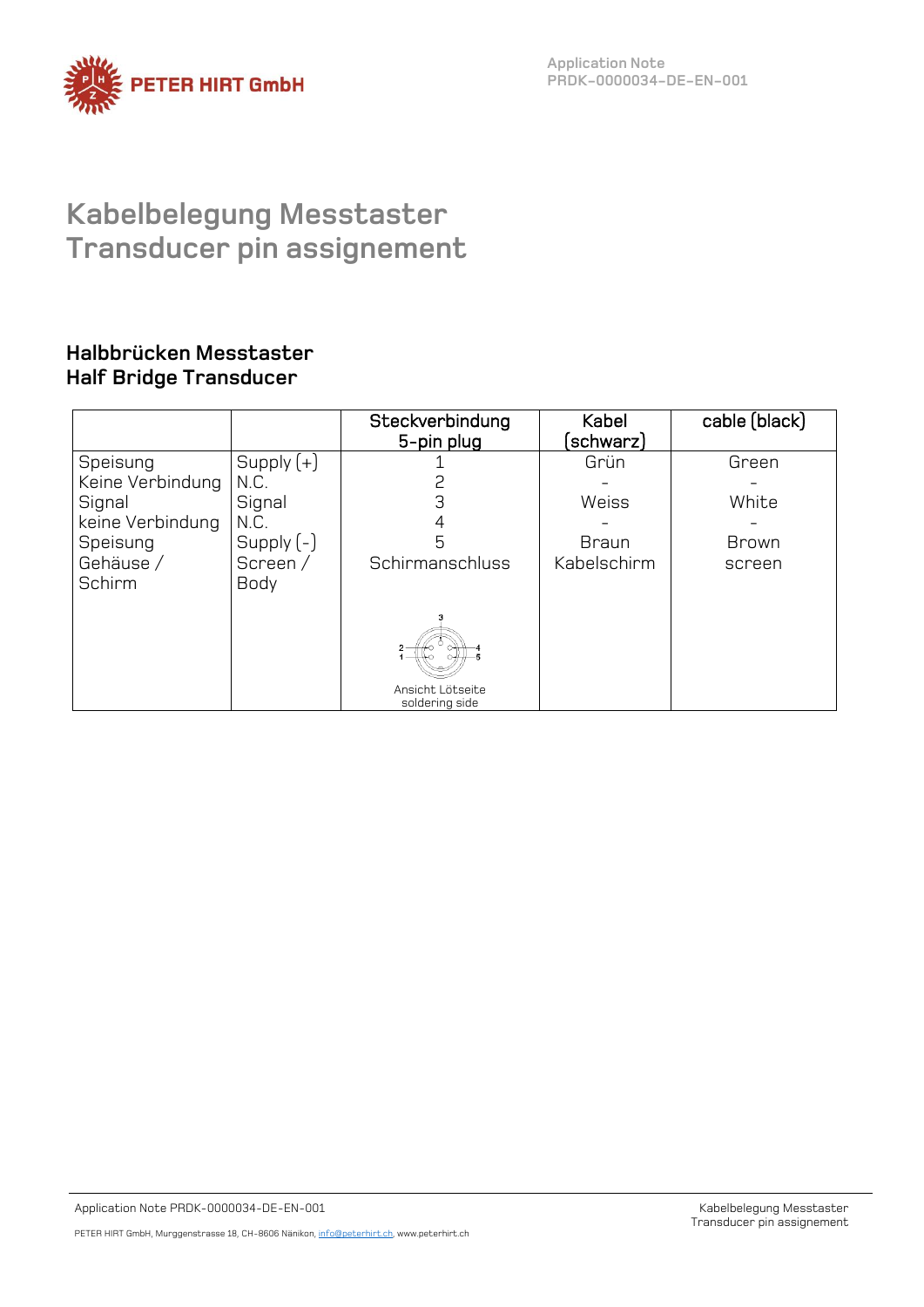# Kabelbelegung Messtaster
# Transducer pin assignement

## Halbbrücken Messtaster
## Half Bridge Transducer

| | | Steckverbindung 5-pin plug | Kabel (schwarz) | cable (black) |
|---|---|---|---|---|
| Speisung | Supply (+) | 1 | Grün | Green |
| Keine Verbindung | N.C. | 2 | - | - |
| Signal | Signal | 3 | Weiss | White |
| keine Verbindung | N.C. | 4 | - | - |
| Speisung | Supply (-) | 5 | Braun | Brown |
| Gehäuse / Schirm | Screen / Body | Schirmanschluss | Kabelschirm | screen |
| | | Ansicht Lötseite soldering side | | |

PETER HIRT GmbH, Murggenstrasse 18, CH-8606 Nänikon, info@peterhirt.ch, www.peterhirt.ch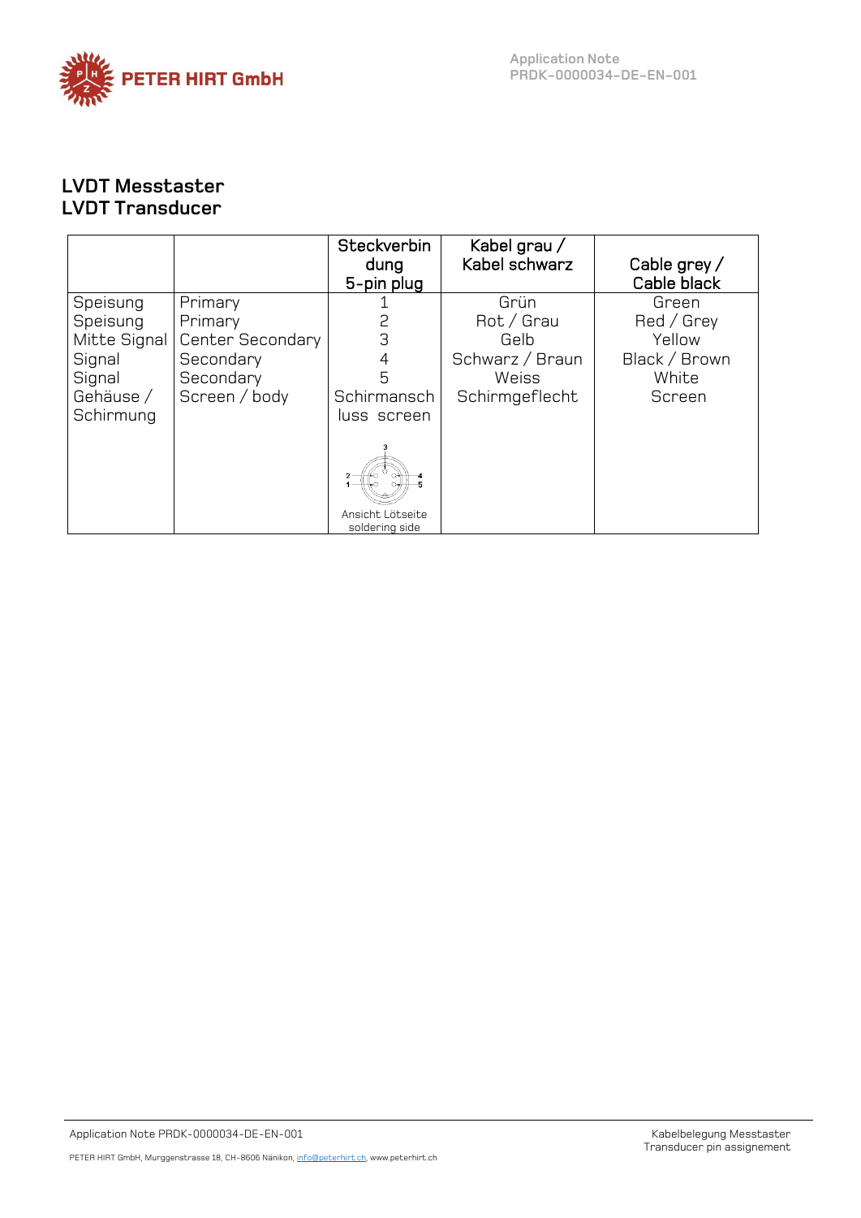## LVDT Messtaster
## LVDT Transducer

| | | Steckverbindung 5-pin plug | Kabel grau / Kabel schwarz | Cable grey / Cable black |
|---|---|---|---|---|
| Speisung | Primary | 1 | Grün | Green |
| Speisung | Primary | 2 | Rot / Grau | Red / Grey |
| Mitte Signal | Center Secondary | 3 | Gelb | Yellow |
| Signal | Secondary | 4 | Schwarz / Braun | Black / Brown |
| Signal | Secondary | 5 | Weiss | White |
| Gehäuse / Schirmung | Screen / body | Schirmanschluss screen | Schirmgeflecht | Screen |
| | | Ansicht Lötseite soldering side | | |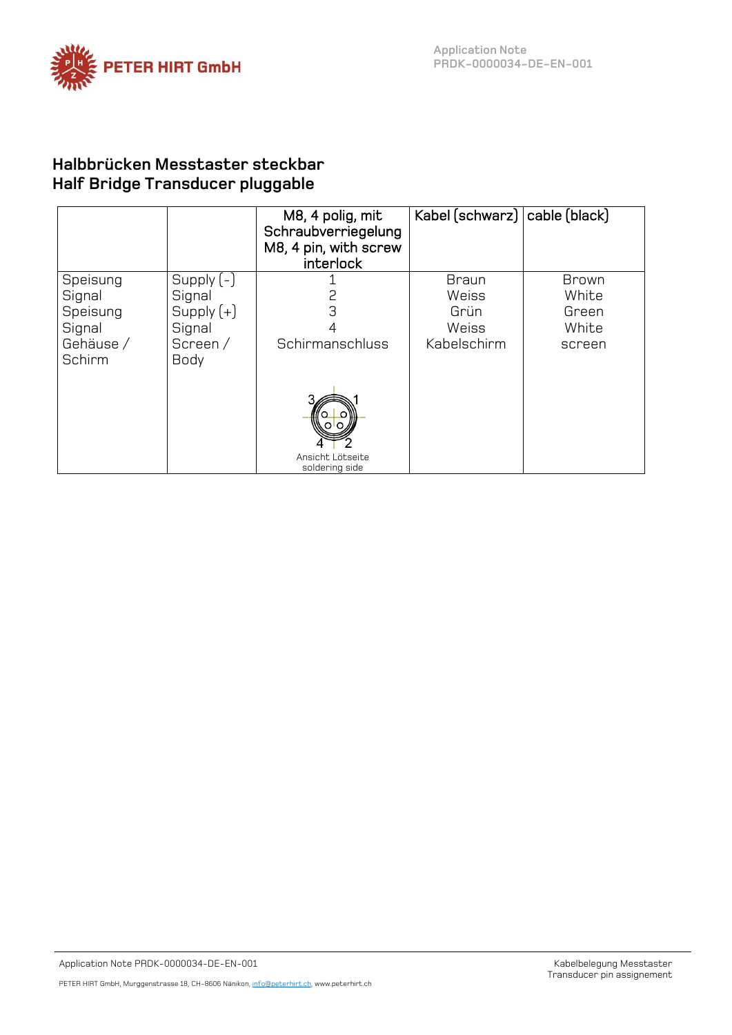## Halbbrücken Messtaster steckbar
## Half Bridge Transducer pluggable

| | | M8, 4 polig, mit Schraubverriegelung M8, 4 pin, with screw interlock | Kabel (schwarz) | cable (black) |
|---|---|---|---|---|
| Speisung | Supply (-) | 1 | Braun | Brown |
| Signal | Signal | 2 | Weiss | White |
| Speisung | Supply (+) | 3 | Grün | Green |
| Signal | Signal | 4 | Weiss | White |
| Gehäuse / Schirm | Screen / Body | Schirmanschluss | Kabelschirm | screen |
| | | 3 1 4 2 Ansicht Lötseite soldering side | | |

Kabelbelegung Messtaster
Transducer pin assignement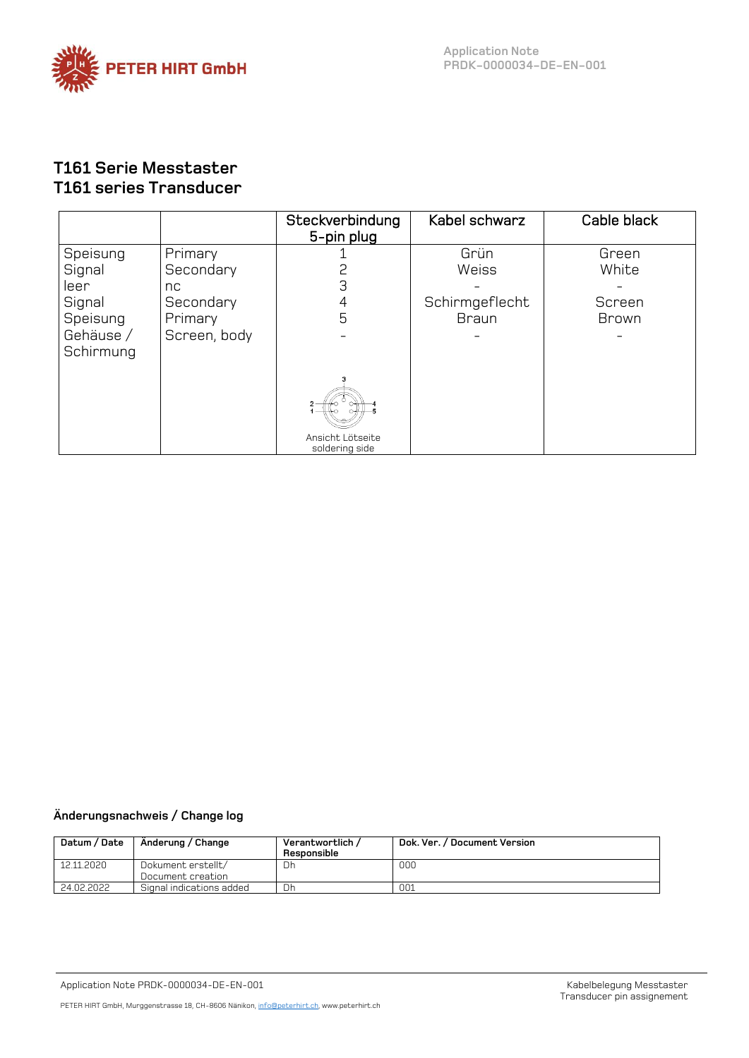# T161 Serie Messtaster
# T161 series Transducer

| | | Steckverbindung 5-pin plug | Kabel schwarz | Cable black |
|---|---|---|---|---|
| Speisung | Primary | 1 | Grün | Green |
| Signal | Secondary | 2 | Weiss | White |
| leer | nc | 3 | - | - |
| Signal | Secondary | 4 | Schirmgeflecht | Screen |
| Speisung | Primary | 5 | Braun | Brown |
| Gehäuse / Schirmung | Screen, body | - | - | - |
| | | 3<br>2 1 4 5<br>Ansicht Lötseite<br>soldering side | | |

### Änderungsnachweis / Change log

| Datum / Date | Änderung / Change | Verantwortlich / Responsible | Dok. Ver. / Document Version |
|---|---|---|---|
| 12.11.2020 | Dokument erstellt/ Document creation | Dh | 000 |
| 24.02.2022 | Signal indications added | Dh | 001 |